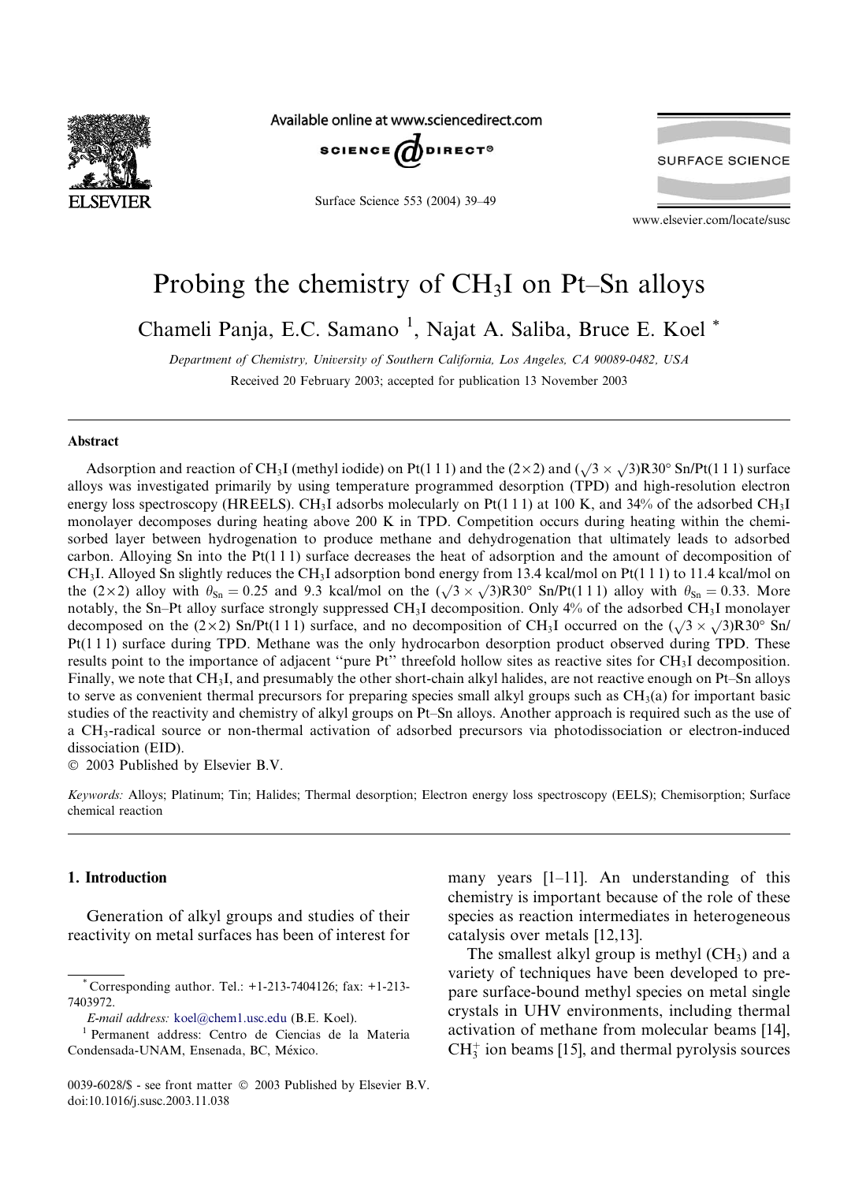# Probing the chemistry of $CH_3I$ on Pt–Sn alloys

Chameli Panja, E.C. Samano [1], Najat A. Saliba, Bruce E. Koel *

*Department of Chemistry, University of Southern California, Los Angeles, CA 90089-0482, USA*

Received 20 February 2003; accepted for publication 13 November 2003

## Abstract

Adsorption and reaction of $CH_3I$ (methyl iodide) on Pt(1 1 1) and the (2×2) and $(\sqrt{3}\times\sqrt{3})R30°$ Sn/Pt(1 1 1) surface alloys was investigated primarily by using temperature programmed desorption (TPD) and high-resolution electron energy loss spectroscopy (HREELS). $CH_3I$ adsorbs molecularly on Pt(1 1 1) at 100 K, and 34% of the adsorbed $CH_3I$ monolayer decomposes during heating above 200 K in TPD. Competition occurs during heating within the chemisorbed layer between hydrogenation to produce methane and dehydrogenation that ultimately leads to adsorbed carbon. Alloying Sn into the Pt(1 1 1) surface decreases the heat of adsorption and the amount of decomposition of $CH_3I$. Alloyed Sn slightly reduces the $CH_3I$ adsorption bond energy from 13.4 kcal/mol on Pt(1 1 1) to 11.4 kcal/mol on the (2×2) alloy with $\theta_{Sn} = 0.25$ and 9.3 kcal/mol on the $(\sqrt{3}\times\sqrt{3})R30°$ Sn/Pt(1 1 1) alloy with $\theta_{Sn} = 0.33$. More notably, the Sn–Pt alloy surface strongly suppressed $CH_3I$ decomposition. Only 4% of the adsorbed $CH_3I$ monolayer decomposed on the (2×2) Sn/Pt(1 1 1) surface, and no decomposition of $CH_3I$ occurred on the $(\sqrt{3}\times\sqrt{3})R30°$ Sn/Pt(1 1 1) surface during TPD. Methane was the only hydrocarbon desorption product observed during TPD. These results point to the importance of adjacent "pure Pt" threefold hollow sites as reactive sites for $CH_3I$ decomposition. Finally, we note that $CH_3I$, and presumably the other short-chain alkyl halides, are not reactive enough on Pt–Sn alloys to serve as convenient thermal precursors for preparing species small alkyl groups such as $CH_3$(a) for important basic studies of the reactivity and chemistry of alkyl groups on Pt–Sn alloys. Another approach is required such as the use of a $CH_3$-radical source or non-thermal activation of adsorbed precursors via photodissociation or electron-induced dissociation (EID).

© 2003 Published by Elsevier B.V.

*Keywords:* Alloys; Platinum; Tin; Halides; Thermal desorption; Electron energy loss spectroscopy (EELS); Chemisorption; Surface chemical reaction

## 1. Introduction

Generation of alkyl groups and studies of their reactivity on metal surfaces has been of interest for many years [1–11]. An understanding of this chemistry is important because of the role of these species as reaction intermediates in heterogeneous catalysis over metals [12,13].

The smallest alkyl group is methyl ($CH_3$) and a variety of techniques have been developed to prepare surface-bound methyl species on metal single crystals in UHV environments, including thermal activation of methane from molecular beams [14], $CH_3^+$ ion beams [15], and thermal pyrolysis sources

---

* Corresponding author. Tel.: +1-213-7404126; fax: +1-213-7403972.

*E-mail address:* koel@chem1.usc.edu (B.E. Koel).

[1] Permanent address: Centro de Ciencias de la Materia Condensada-UNAM, Ensenada, BC, México.

0039-6028/$ - see front matter © 2003 Published by Elsevier B.V.
doi:10.1016/j.susc.2003.11.038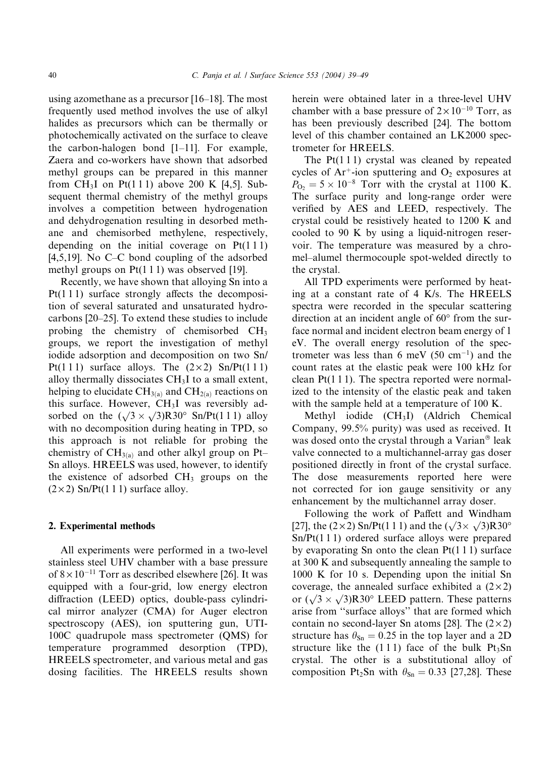using azomethane as a precursor [16–18]. The most frequently used method involves the use of alkyl halides as precursors which can be thermally or photochemically activated on the surface to cleave the carbon-halogen bond [1–11]. For example, Zaera and co-workers have shown that adsorbed methyl groups can be prepared in this manner from $CH_3I$ on Pt(1 1 1) above 200 K [4,5]. Subsequent thermal chemistry of the methyl groups involves a competition between hydrogenation and dehydrogenation resulting in desorbed methane and chemisorbed methylene, respectively, depending on the initial coverage on Pt(1 1 1) [4,5,19]. No C–C bond coupling of the adsorbed methyl groups on Pt(1 1 1) was observed [19].

Recently, we have shown that alloying Sn into a Pt(1 1 1) surface strongly affects the decomposition of several saturated and unsaturated hydrocarbons [20–25]. To extend these studies to include probing the chemistry of chemisorbed $CH_3$ groups, we report the investigation of methyl iodide adsorption and decomposition on two Sn/Pt(1 1 1) surface alloys. The (2×2) Sn/Pt(1 1 1) alloy thermally dissociates $CH_3I$ to a small extent, helping to elucidate $CH_{3(a)}$ and $CH_{2(a)}$ reactions on this surface. However, $CH_3I$ was reversibly adsorbed on the $(\sqrt{3}\times\sqrt{3})R30°$ Sn/Pt(1 1 1) alloy with no decomposition during heating in TPD, so this approach is not reliable for probing the chemistry of $CH_{3(a)}$ and other alkyl group on Pt–Sn alloys. HREELS was used, however, to identify the existence of adsorbed $CH_3$ groups on the (2×2) Sn/Pt(1 1 1) surface alloy.

## 2. Experimental methods

All experiments were performed in a two-level stainless steel UHV chamber with a base pressure of $8\times10^{-11}$ Torr as described elsewhere [26]. It was equipped with a four-grid, low energy electron diffraction (LEED) optics, double-pass cylindrical mirror analyzer (CMA) for Auger electron spectroscopy (AES), ion sputtering gun, UTI-100C quadrupole mass spectrometer (QMS) for temperature programmed desorption (TPD), HREELS spectrometer, and various metal and gas dosing facilities. The HREELS results shown herein were obtained later in a three-level UHV chamber with a base pressure of $2\times10^{-10}$ Torr, as has been previously described [24]. The bottom level of this chamber contained an LK2000 spectrometer for HREELS.

The Pt(1 1 1) crystal was cleaned by repeated cycles of $Ar^+$-ion sputtering and $O_2$ exposures at $P_{O_2} = 5\times10^{-8}$ Torr with the crystal at 1100 K. The surface purity and long-range order were verified by AES and LEED, respectively. The crystal could be resistively heated to 1200 K and cooled to 90 K by using a liquid-nitrogen reservoir. The temperature was measured by a chromel–alumel thermocouple spot-welded directly to the crystal.

All TPD experiments were performed by heating at a constant rate of 4 K/s. The HREELS spectra were recorded in the specular scattering direction at an incident angle of 60° from the surface normal and incident electron beam energy of 1 eV. The overall energy resolution of the spectrometer was less than 6 meV (50 $cm^{-1}$) and the count rates at the elastic peak were 100 kHz for clean Pt(1 1 1). The spectra reported were normalized to the intensity of the elastic peak and taken with the sample held at a temperature of 100 K.

Methyl iodide ($CH_3I$) (Aldrich Chemical Company, 99.5% purity) was used as received. It was dosed onto the crystal through a Varian® leak valve connected to a multichannel-array gas doser positioned directly in front of the crystal surface. The dose measurements reported here were not corrected for ion gauge sensitivity or any enhancement by the multichannel array doser.

Following the work of Paffett and Windham [27], the (2×2) Sn/Pt(1 1 1) and the $(\sqrt{3}\times\sqrt{3})R30°$ Sn/Pt(1 1 1) ordered surface alloys were prepared by evaporating Sn onto the clean Pt(1 1 1) surface at 300 K and subsequently annealing the sample to 1000 K for 10 s. Depending upon the initial Sn coverage, the annealed surface exhibited a (2×2) or $(\sqrt{3}\times\sqrt{3})R30°$ LEED pattern. These patterns arise from "surface alloys" that are formed which contain no second-layer Sn atoms [28]. The (2×2) structure has $\theta_{Sn} = 0.25$ in the top layer and a 2D structure like the (1 1 1) face of the bulk $Pt_3Sn$ crystal. The other is a substitutional alloy of composition $Pt_2Sn$ with $\theta_{Sn} = 0.33$ [27,28]. These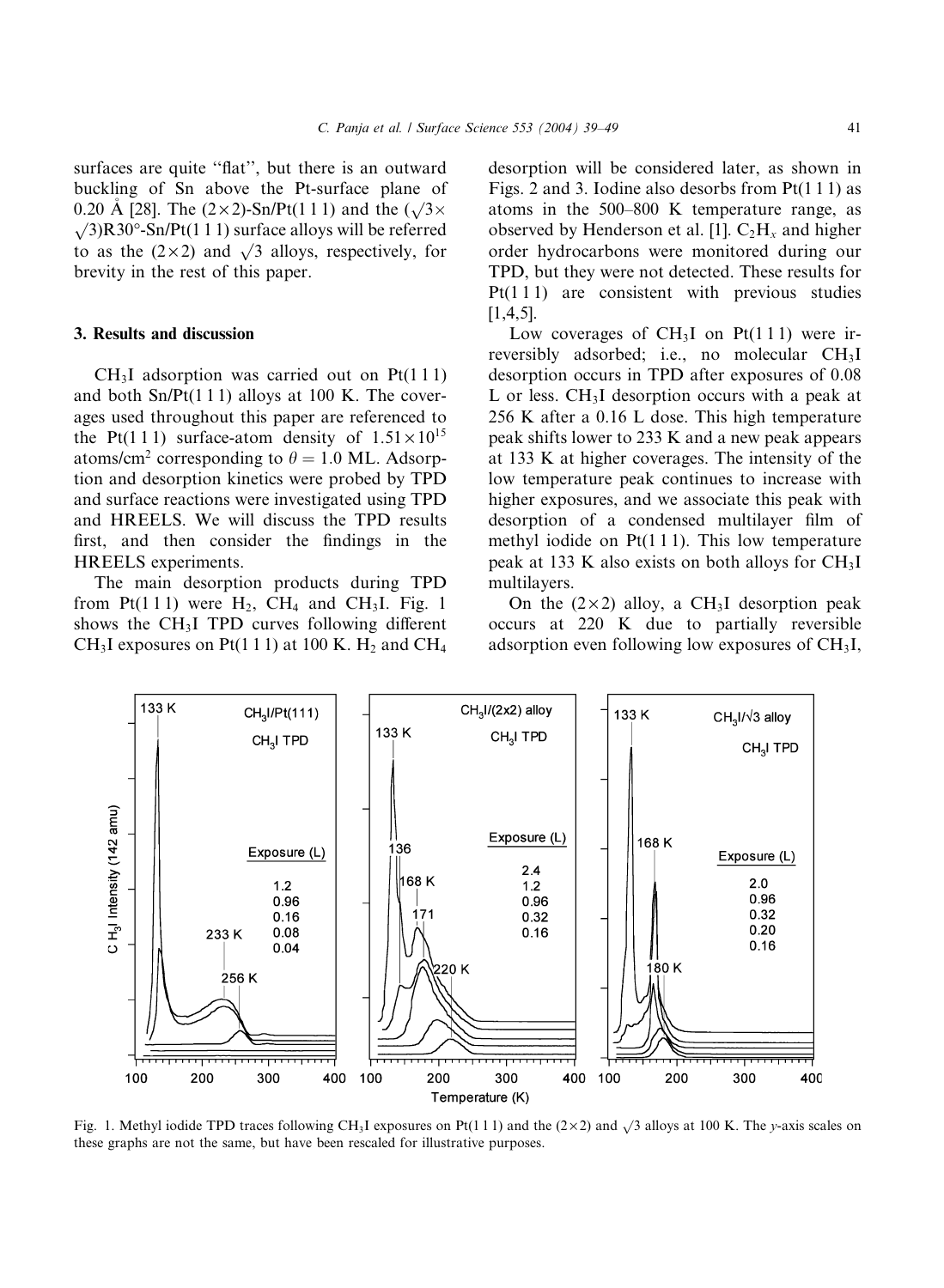surfaces are quite "flat", but there is an outward buckling of Sn above the Pt-surface plane of 0.20 Å [28]. The $(2\times2)$-Sn/Pt(1 1 1) and the $(\sqrt{3}\times\sqrt{3})R30°$-Sn/Pt(1 1 1) surface alloys will be referred to as the $(2\times2)$ and $\sqrt{3}$ alloys, respectively, for brevity in the rest of this paper.

## 3. Results and discussion

$CH_3I$ adsorption was carried out on Pt(1 1 1) and both Sn/Pt(1 1 1) alloys at 100 K. The coverages used throughout this paper are referenced to the Pt(1 1 1) surface-atom density of $1.51\times10^{15}$ atoms/cm$^2$ corresponding to $\theta = 1.0$ ML. Adsorption and desorption kinetics were probed by TPD and surface reactions were investigated using TPD and HREELS. We will discuss the TPD results first, and then consider the findings in the HREELS experiments.

The main desorption products during TPD from Pt(1 1 1) were $H_2$, $CH_4$ and $CH_3I$. Fig. 1 shows the $CH_3I$ TPD curves following different $CH_3I$ exposures on Pt(1 1 1) at 100 K. $H_2$ and $CH_4$ desorption will be considered later, as shown in Figs. 2 and 3. Iodine also desorbs from Pt(1 1 1) as atoms in the 500–800 K temperature range, as observed by Henderson et al. [1]. $C_2H_x$ and higher order hydrocarbons were monitored during our TPD, but they were not detected. These results for Pt(1 1 1) are consistent with previous studies [1,4,5].

Low coverages of $CH_3I$ on Pt(1 1 1) were irreversibly adsorbed; i.e., no molecular $CH_3I$ desorption occurs in TPD after exposures of 0.08 L or less. $CH_3I$ desorption occurs with a peak at 256 K after a 0.16 L dose. This high temperature peak shifts lower to 233 K and a new peak appears at 133 K at higher coverages. The intensity of the low temperature peak continues to increase with higher exposures, and we associate this peak with desorption of a condensed multilayer film of methyl iodide on Pt(1 1 1). This low temperature peak at 133 K also exists on both alloys for $CH_3I$ multilayers.

On the $(2\times2)$ alloy, a $CH_3I$ desorption peak occurs at 220 K due to partially reversible adsorption even following low exposures of $CH_3I$,

Fig. 1. Methyl iodide TPD traces following $CH_3I$ exposures on Pt(1 1 1) and the $(2\times2)$ and $\sqrt{3}$ alloys at 100 K. The y-axis scales on these graphs are not the same, but have been rescaled for illustrative purposes.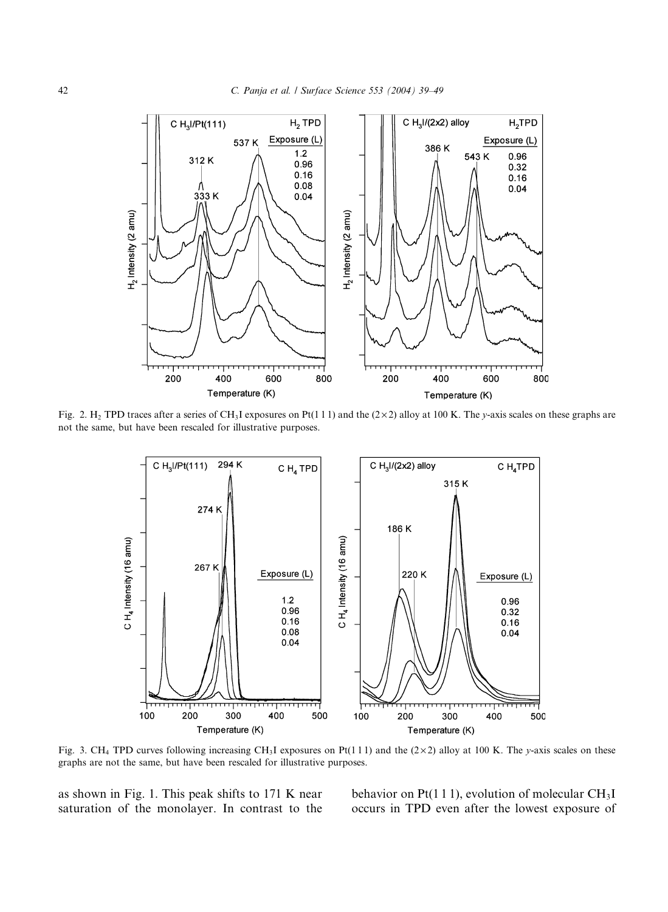Fig. 2. $H_2$ TPD traces after a series of $CH_3I$ exposures on Pt(1 1 1) and the (2×2) alloy at 100 K. The *y*-axis scales on these graphs are not the same, but have been rescaled for illustrative purposes.

Fig. 3. $CH_4$ TPD curves following increasing $CH_3I$ exposures on Pt(1 1 1) and the (2×2) alloy at 100 K. The *y*-axis scales on these graphs are not the same, but have been rescaled for illustrative purposes.

as shown in Fig. 1. This peak shifts to 171 K near saturation of the monolayer. In contrast to the behavior on Pt(1 1 1), evolution of molecular $CH_3I$ occurs in TPD even after the lowest exposure of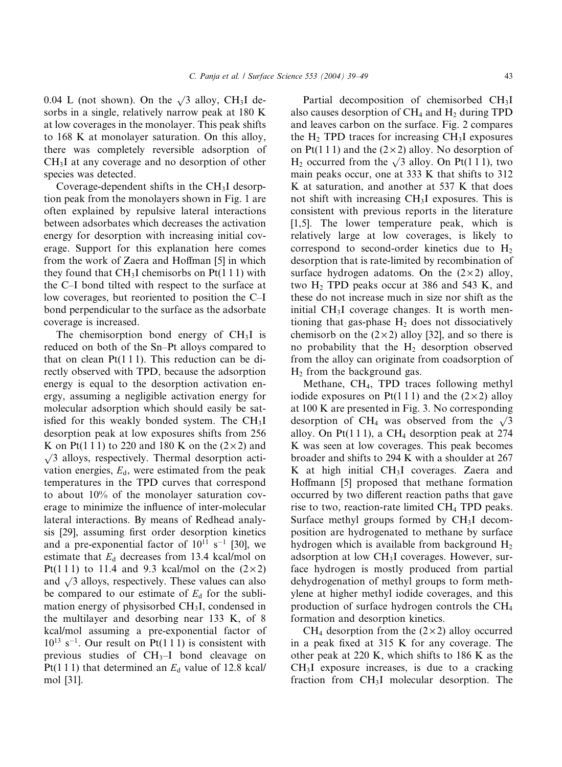0.04 L (not shown). On the $\sqrt{3}$ alloy, $CH_3I$ desorbs in a single, relatively narrow peak at 180 K at low coverages in the monolayer. This peak shifts to 168 K at monolayer saturation. On this alloy, there was completely reversible adsorption of $CH_3I$ at any coverage and no desorption of other species was detected.

Coverage-dependent shifts in the $CH_3I$ desorption peak from the monolayers shown in Fig. 1 are often explained by repulsive lateral interactions between adsorbates which decreases the activation energy for desorption with increasing initial coverage. Support for this explanation here comes from the work of Zaera and Hoffman [5] in which they found that $CH_3I$ chemisorbs on Pt(1 1 1) with the C–I bond tilted with respect to the surface at low coverages, but reoriented to position the C–I bond perpendicular to the surface as the adsorbate coverage is increased.

The chemisorption bond energy of $CH_3I$ is reduced on both of the Sn–Pt alloys compared to that on clean Pt(1 1 1). This reduction can be directly observed with TPD, because the adsorption energy is equal to the desorption activation energy, assuming a negligible activation energy for molecular adsorption which should easily be satisfied for this weakly bonded system. The $CH_3I$ desorption peak at low exposures shifts from 256 K on Pt(1 1 1) to 220 and 180 K on the (2×2) and $\sqrt{3}$ alloys, respectively. Thermal desorption activation energies, $E_d$, were estimated from the peak temperatures in the TPD curves that correspond to about 10% of the monolayer saturation coverage to minimize the influence of inter-molecular lateral interactions. By means of Redhead analysis [29], assuming first order desorption kinetics and a pre-exponential factor of $10^{11}$ s$^{-1}$ [30], we estimate that $E_d$ decreases from 13.4 kcal/mol on Pt(1 1 1) to 11.4 and 9.3 kcal/mol on the (2×2) and $\sqrt{3}$ alloys, respectively. These values can also be compared to our estimate of $E_d$ for the sublimation energy of physisorbed $CH_3I$, condensed in the multilayer and desorbing near 133 K, of 8 kcal/mol assuming a pre-exponential factor of $10^{13}$ s$^{-1}$. Our result on Pt(1 1 1) is consistent with previous studies of $CH_3$–I bond cleavage on Pt(1 1 1) that determined an $E_d$ value of 12.8 kcal/mol [31].

Partial decomposition of chemisorbed $CH_3I$ also causes desorption of $CH_4$ and $H_2$ during TPD and leaves carbon on the surface. Fig. 2 compares the $H_2$ TPD traces for increasing $CH_3I$ exposures on Pt(1 1 1) and the (2×2) alloy. No desorption of $H_2$ occurred from the $\sqrt{3}$ alloy. On Pt(1 1 1), two main peaks occur, one at 333 K that shifts to 312 K at saturation, and another at 537 K that does not shift with increasing $CH_3I$ exposures. This is consistent with previous reports in the literature [1,5]. The lower temperature peak, which is relatively large at low coverages, is likely to correspond to second-order kinetics due to $H_2$ desorption that is rate-limited by recombination of surface hydrogen adatoms. On the (2×2) alloy, two $H_2$ TPD peaks occur at 386 and 543 K, and these do not increase much in size nor shift as the initial $CH_3I$ coverage changes. It is worth mentioning that gas-phase $H_2$ does not dissociatively chemisorb on the (2×2) alloy [32], and so there is no probability that the $H_2$ desorption observed from the alloy can originate from coadsorption of $H_2$ from the background gas.

Methane, $CH_4$, TPD traces following methyl iodide exposures on Pt(1 1 1) and the (2×2) alloy at 100 K are presented in Fig. 3. No corresponding desorption of $CH_4$ was observed from the $\sqrt{3}$ alloy. On Pt(1 1 1), a $CH_4$ desorption peak at 274 K was seen at low coverages. This peak becomes broader and shifts to 294 K with a shoulder at 267 K at high initial $CH_3I$ coverages. Zaera and Hoffmann [5] proposed that methane formation occurred by two different reaction paths that gave rise to two, reaction-rate limited $CH_4$ TPD peaks. Surface methyl groups formed by $CH_3I$ decomposition are hydrogenated to methane by surface hydrogen which is available from background $H_2$ adsorption at low $CH_3I$ coverages. However, surface hydrogen is mostly produced from partial dehydrogenation of methyl groups to form methylene at higher methyl iodide coverages, and this production of surface hydrogen controls the $CH_4$ formation and desorption kinetics.

$CH_4$ desorption from the (2×2) alloy occurred in a peak fixed at 315 K for any coverage. The other peak at 220 K, which shifts to 186 K as the $CH_3I$ exposure increases, is due to a cracking fraction from $CH_3I$ molecular desorption. The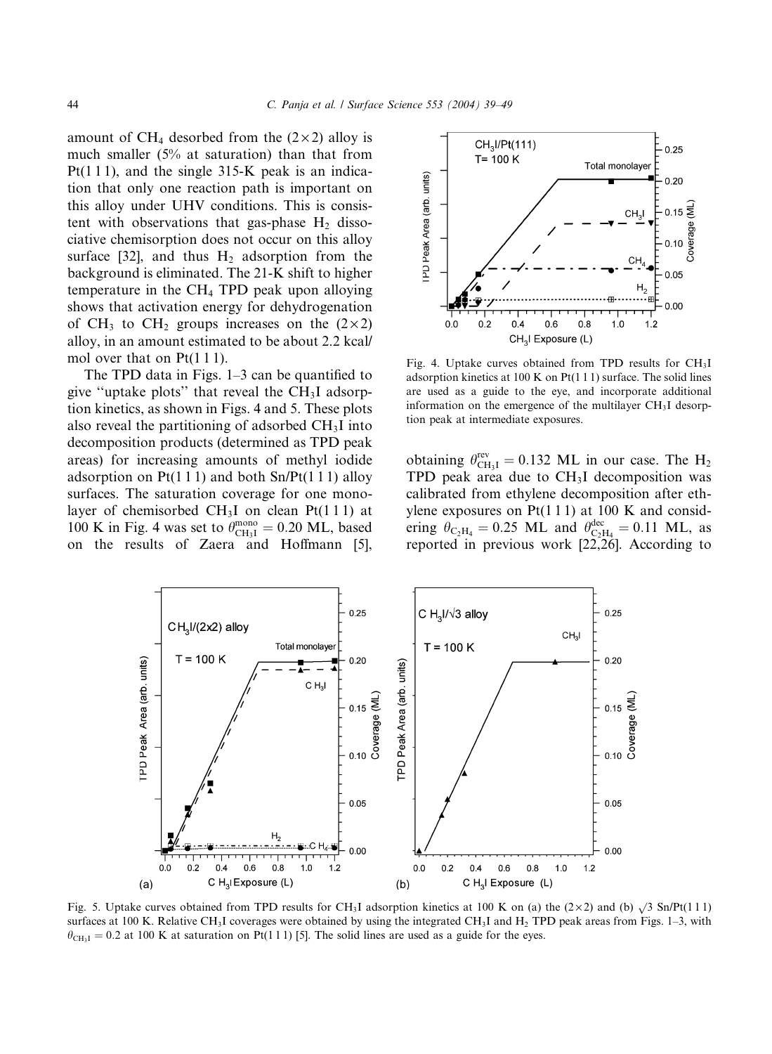amount of $CH_4$ desorbed from the $(2\times2)$ alloy is much smaller (5% at saturation) than that from Pt(1 1 1), and the single 315-K peak is an indication that only one reaction path is important on this alloy under UHV conditions. This is consistent with observations that gas-phase $H_2$ dissociative chemisorption does not occur on this alloy surface [32], and thus $H_2$ adsorption from the background is eliminated. The 21-K shift to higher temperature in the $CH_4$ TPD peak upon alloying shows that activation energy for dehydrogenation of $CH_3$ to $CH_2$ groups increases on the $(2\times2)$ alloy, in an amount estimated to be about 2.2 kcal/mol over that on Pt(1 1 1).

The TPD data in Figs. 1–3 can be quantified to give "uptake plots" that reveal the $CH_3I$ adsorption kinetics, as shown in Figs. 4 and 5. These plots also reveal the partitioning of adsorbed $CH_3I$ into decomposition products (determined as TPD peak areas) for increasing amounts of methyl iodide adsorption on Pt(1 1 1) and both Sn/Pt(1 1 1) alloy surfaces. The saturation coverage for one monolayer of chemisorbed $CH_3I$ on clean Pt(1 1 1) at 100 K in Fig. 4 was set to $\theta^{mono}_{CH_3I} = 0.20$ ML, based on the results of Zaera and Hoffmann [5], obtaining $\theta^{rev}_{CH_3I} = 0.132$ ML in our case. The $H_2$ TPD peak area due to $CH_3I$ decomposition was calibrated from ethylene decomposition after ethylene exposures on Pt(1 1 1) at 100 K and considering $\theta_{C_2H_4} = 0.25$ ML and $\theta^{dec}_{C_2H_4} = 0.11$ ML, as reported in previous work [22,26]. According to

Fig. 4. Uptake curves obtained from TPD results for $CH_3I$ adsorption kinetics at 100 K on Pt(1 1 1) surface. The solid lines are used as a guide to the eye, and incorporate additional information on the emergence of the multilayer $CH_3I$ desorption peak at intermediate exposures.

Fig. 5. Uptake curves obtained from TPD results for $CH_3I$ adsorption kinetics at 100 K on (a) the $(2\times2)$ and (b) $\sqrt{3}$ Sn/Pt(1 1 1) surfaces at 100 K. Relative $CH_3I$ coverages were obtained by using the integrated $CH_3I$ and $H_2$ TPD peak areas from Figs. 1–3, with $\theta_{CH_3I} = 0.2$ at 100 K at saturation on Pt(1 1 1) [5]. The solid lines are used as a guide for the eyes.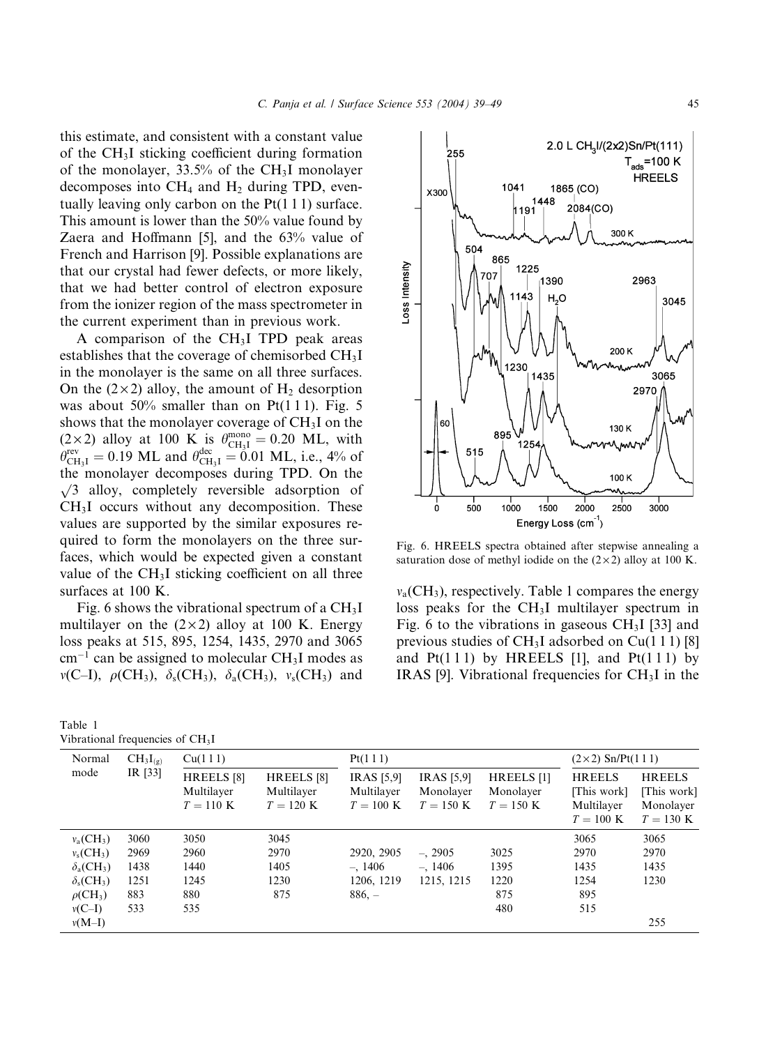this estimate, and consistent with a constant value of the $CH_3I$ sticking coefficient during formation of the monolayer, 33.5% of the $CH_3I$ monolayer decomposes into $CH_4$ and $H_2$ during TPD, eventually leaving only carbon on the Pt(1 1 1) surface. This amount is lower than the 50% value found by Zaera and Hoffmann [5], and the 63% value of French and Harrison [9]. Possible explanations are that our crystal had fewer defects, or more likely, that we had better control of electron exposure from the ionizer region of the mass spectrometer in the current experiment than in previous work.

A comparison of the $CH_3I$ TPD peak areas establishes that the coverage of chemisorbed $CH_3I$ in the monolayer is the same on all three surfaces. On the (2×2) alloy, the amount of $H_2$ desorption was about 50% smaller than on Pt(1 1 1). Fig. 5 shows that the monolayer coverage of $CH_3I$ on the (2×2) alloy at 100 K is $\theta^{mono}_{CH_3I} = 0.20$ ML, with $\theta^{rev}_{CH_3I} = 0.19$ ML and $\theta^{dec}_{CH_3I} = 0.01$ ML, i.e., 4% of the monolayer decomposes during TPD. On the $\sqrt{3}$ alloy, completely reversible adsorption of $CH_3I$ occurs without any decomposition. These values are supported by the similar exposures required to form the monolayers on the three surfaces, which would be expected given a constant value of the $CH_3I$ sticking coefficient on all three surfaces at 100 K.

Fig. 6 shows the vibrational spectrum of a $CH_3I$ multilayer on the (2×2) alloy at 100 K. Energy loss peaks at 515, 895, 1254, 1435, 2970 and 3065 $cm^{-1}$ can be assigned to molecular $CH_3I$ modes as $\nu$(C–I), $\rho(CH_3)$, $\delta_s(CH_3)$, $\delta_a(CH_3)$, $\nu_s(CH_3)$ and

Fig. 6. HREELS spectra obtained after stepwise annealing a saturation dose of methyl iodide on the (2×2) alloy at 100 K.

$\nu_a(CH_3)$, respectively. Table 1 compares the energy loss peaks for the $CH_3I$ multilayer spectrum in Fig. 6 to the vibrations in gaseous $CH_3I$ [33] and previous studies of $CH_3I$ adsorbed on Cu(1 1 1) [8] and Pt(1 1 1) by HREELS [1], and Pt(1 1 1) by IRAS [9]. Vibrational frequencies for $CH_3I$ in the

Table 1
Vibrational frequencies of $CH_3I$

| Normal mode | $CH_3I_{(g)}$ IR [33] | Cu(1 1 1) | | Pt(1 1 1) | | | (2×2) Sn/Pt(1 1 1) | |
|---|---|---|---|---|---|---|---|---|
| | | HREELS [8] Multilayer $T = 110$ K | HREELS [8] Multilayer $T = 120$ K | IRAS [5,9] Multilayer $T = 100$ K | IRAS [5,9] Monolayer $T = 150$ K | HREELS [1] Monolayer $T = 150$ K | HREELS [This work] Multilayer $T = 100$ K | HREELS [This work] Monolayer $T = 130$ K |
| $\nu_a(CH_3)$ | 3060 | 3050 | 3045 | | | | 3065 | 3065 |
| $\nu_s(CH_3)$ | 2969 | 2960 | 2970 | 2920, 2905 | –, 2905 | 3025 | 2970 | 2970 |
| $\delta_a(CH_3)$ | 1438 | 1440 | 1405 | –, 1406 | –, 1406 | 1395 | 1435 | 1435 |
| $\delta_s(CH_3)$ | 1251 | 1245 | 1230 | 1206, 1219 | 1215, 1215 | 1220 | 1254 | 1230 |
| $\rho(CH_3)$ | 883 | 880 | 875 | 886, – | | 875 | 895 | |
| $\nu$(C–I) | 533 | 535 | | | | 480 | 515 | |
| $\nu$(M–I) | | | | | | | | 255 |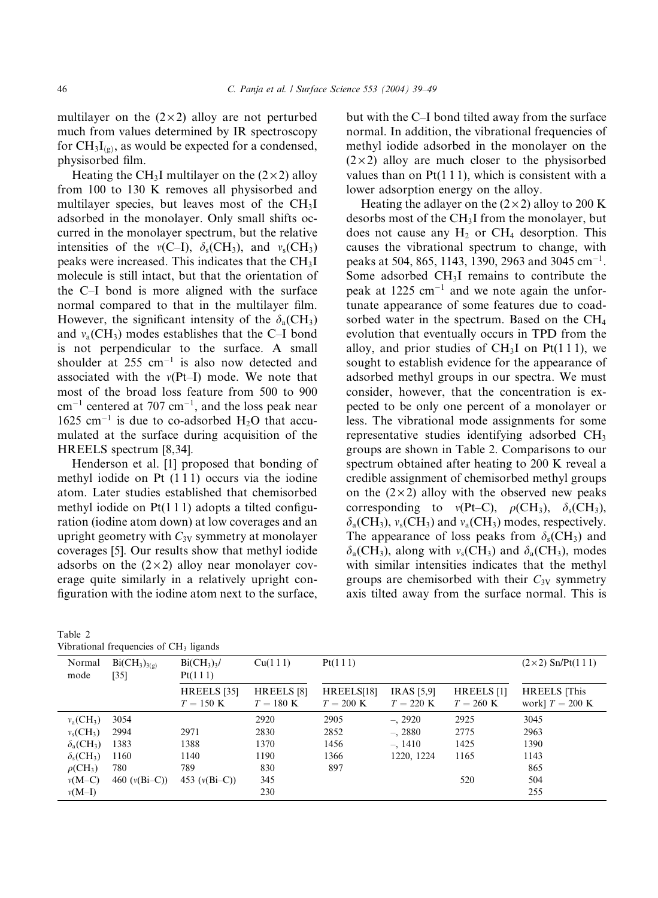multilayer on the (2×2) alloy are not perturbed much from values determined by IR spectroscopy for $CH_3I_{(g)}$, as would be expected for a condensed, physisorbed film.

Heating the $CH_3I$ multilayer on the (2×2) alloy from 100 to 130 K removes all physisorbed and multilayer species, but leaves most of the $CH_3I$ adsorbed in the monolayer. Only small shifts occurred in the monolayer spectrum, but the relative intensities of the $\nu$(C–I), $\delta_s(CH_3)$, and $\nu_s(CH_3)$ peaks were increased. This indicates that the $CH_3I$ molecule is still intact, but that the orientation of the C–I bond is more aligned with the surface normal compared to that in the multilayer film. However, the significant intensity of the $\delta_a(CH_3)$ and $\nu_a(CH_3)$ modes establishes that the C–I bond is not perpendicular to the surface. A small shoulder at 255 cm$^{-1}$ is also now detected and associated with the $\nu$(Pt–I) mode. We note that most of the broad loss feature from 500 to 900 cm$^{-1}$ centered at 707 cm$^{-1}$, and the loss peak near 1625 cm$^{-1}$ is due to co-adsorbed $H_2O$ that accumulated at the surface during acquisition of the HREELS spectrum [8,34].

Henderson et al. [1] proposed that bonding of methyl iodide on Pt (1 1 1) occurs via the iodine atom. Later studies established that chemisorbed methyl iodide on Pt(1 1 1) adopts a tilted configuration (iodine atom down) at low coverages and an upright geometry with $C_{3V}$ symmetry at monolayer coverages [5]. Our results show that methyl iodide adsorbs on the (2×2) alloy near monolayer coverage quite similarly in a relatively upright configuration with the iodine atom next to the surface, but with the C–I bond tilted away from the surface normal. In addition, the vibrational frequencies of methyl iodide adsorbed in the monolayer on the (2×2) alloy are much closer to the physisorbed values than on Pt(1 1 1), which is consistent with a lower adsorption energy on the alloy.

Heating the adlayer on the (2×2) alloy to 200 K desorbs most of the $CH_3I$ from the monolayer, but does not cause any $H_2$ or $CH_4$ desorption. This causes the vibrational spectrum to change, with peaks at 504, 865, 1143, 1390, 2963 and 3045 cm$^{-1}$. Some adsorbed $CH_3I$ remains to contribute the peak at 1225 cm$^{-1}$ and we note again the unfortunate appearance of some features due to coadsorbed water in the spectrum. Based on the $CH_4$ evolution that eventually occurs in TPD from the alloy, and prior studies of $CH_3I$ on Pt(1 1 1), we sought to establish evidence for the appearance of adsorbed methyl groups in our spectra. We must consider, however, that the concentration is expected to be only one percent of a monolayer or less. The vibrational mode assignments for some representative studies identifying adsorbed $CH_3$ groups are shown in Table 2. Comparisons to our spectrum obtained after heating to 200 K reveal a credible assignment of chemisorbed methyl groups on the (2×2) alloy with the observed new peaks corresponding to $\nu$(Pt–C), $\rho(CH_3)$, $\delta_s(CH_3)$, $\delta_a(CH_3)$, $\nu_s(CH_3)$ and $\nu_a(CH_3)$ modes, respectively. The appearance of loss peaks from $\delta_s(CH_3)$ and $\delta_a(CH_3)$, along with $\nu_s(CH_3)$ and $\delta_a(CH_3)$, modes with similar intensities indicates that the methyl groups are chemisorbed with their $C_{3V}$ symmetry axis tilted away from the surface normal. This is

Table 2
Vibrational frequencies of $CH_3$ ligands

| Normal mode | $Bi(CH_3)_{3(g)}$ [35] | $Bi(CH_3)_3$/Pt(1 1 1) | Cu(1 1 1) | Pt(1 1 1) | | | (2×2) Sn/Pt(1 1 1) |
|---|---|---|---|---|---|---|---|
| | | HREELS [35] $T = 150$ K | HREELS [8] $T = 180$ K | HREELS[18] $T = 200$ K | IRAS [5,9] $T = 220$ K | HREELS [1] $T = 260$ K | HREELS [This work] $T = 200$ K |
| $\nu_a(CH_3)$ | 3054 | | 2920 | 2905 | –, 2920 | 2925 | 3045 |
| $\nu_s(CH_3)$ | 2994 | 2971 | 2830 | 2852 | –, 2880 | 2775 | 2963 |
| $\delta_a(CH_3)$ | 1383 | 1388 | 1370 | 1456 | –, 1410 | 1425 | 1390 |
| $\delta_s(CH_3)$ | 1160 | 1140 | 1190 | 1366 | 1220, 1224 | 1165 | 1143 |
| $\rho(CH_3)$ | 780 | 789 | 830 | 897 | | | 865 |
| $\nu$(M–C) | 460 ($\nu$(Bi–C)) | 453 ($\nu$(Bi–C)) | 345 | | | 520 | 504 |
| $\nu$(M–I) | | | 230 | | | | 255 |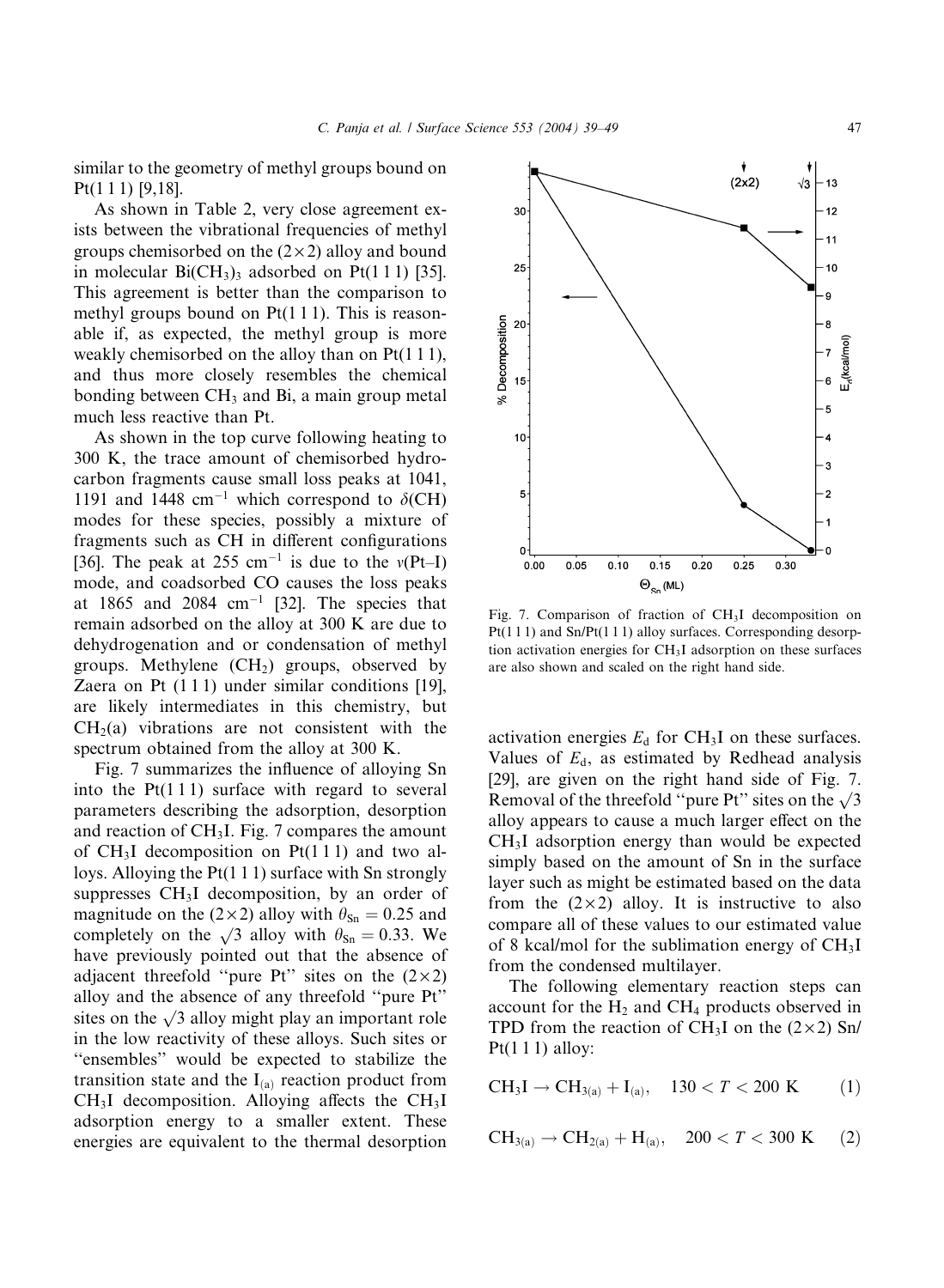similar to the geometry of methyl groups bound on Pt(1 1 1) [9,18].

As shown in Table 2, very close agreement exists between the vibrational frequencies of methyl groups chemisorbed on the (2×2) alloy and bound in molecular $Bi(CH_3)_3$ adsorbed on Pt(1 1 1) [35]. This agreement is better than the comparison to methyl groups bound on Pt(1 1 1). This is reasonable if, as expected, the methyl group is more weakly chemisorbed on the alloy than on Pt(1 1 1), and thus more closely resembles the chemical bonding between $CH_3$ and Bi, a main group metal much less reactive than Pt.

As shown in the top curve following heating to 300 K, the trace amount of chemisorbed hydrocarbon fragments cause small loss peaks at 1041, 1191 and 1448 $cm^{-1}$ which correspond to $\delta$(CH) modes for these species, possibly a mixture of fragments such as CH in different configurations [36]. The peak at 255 $cm^{-1}$ is due to the $\nu$(Pt–I) mode, and coadsorbed CO causes the loss peaks at 1865 and 2084 $cm^{-1}$ [32]. The species that remain adsorbed on the alloy at 300 K are due to dehydrogenation and or condensation of methyl groups. Methylene ($CH_2$) groups, observed by Zaera on Pt (1 1 1) under similar conditions [19], are likely intermediates in this chemistry, but $CH_2$(a) vibrations are not consistent with the spectrum obtained from the alloy at 300 K.

Fig. 7 summarizes the influence of alloying Sn into the Pt(1 1 1) surface with regard to several parameters describing the adsorption, desorption and reaction of $CH_3I$. Fig. 7 compares the amount of $CH_3I$ decomposition on Pt(1 1 1) and two alloys. Alloying the Pt(1 1 1) surface with Sn strongly suppresses $CH_3I$ decomposition, by an order of magnitude on the (2×2) alloy with $\theta_{Sn} = 0.25$ and completely on the $\sqrt{3}$ alloy with $\theta_{Sn} = 0.33$. We have previously pointed out that the absence of adjacent threefold "pure Pt" sites on the (2×2) alloy and the absence of any threefold "pure Pt" sites on the $\sqrt{3}$ alloy might play an important role in the low reactivity of these alloys. Such sites or "ensembles" would be expected to stabilize the transition state and the $I_{(a)}$ reaction product from $CH_3I$ decomposition. Alloying affects the $CH_3I$ adsorption energy to a smaller extent. These energies are equivalent to the thermal desorption activation energies $E_d$ for $CH_3I$ on these surfaces. Values of $E_d$, as estimated by Redhead analysis [29], are given on the right hand side of Fig. 7. Removal of the threefold "pure Pt" sites on the $\sqrt{3}$ alloy appears to cause a much larger effect on the $CH_3I$ adsorption energy than would be expected simply based on the amount of Sn in the surface layer such as might be estimated based on the data from the (2×2) alloy. It is instructive to also compare all of these values to our estimated value of 8 kcal/mol for the sublimation energy of $CH_3I$ from the condensed multilayer.

Fig. 7. Comparison of fraction of $CH_3I$ decomposition on Pt(1 1 1) and Sn/Pt(1 1 1) alloy surfaces. Corresponding desorption activation energies for $CH_3I$ adsorption on these surfaces are also shown and scaled on the right hand side.

The following elementary reaction steps can account for the $H_2$ and $CH_4$ products observed in TPD from the reaction of $CH_3I$ on the (2×2) Sn/Pt(1 1 1) alloy:

$$CH_3I \rightarrow CH_{3(a)} + I_{(a)}, \quad 130 < T < 200 \text{ K} \qquad (1)$$

$$CH_{3(a)} \rightarrow CH_{2(a)} + H_{(a)}, \quad 200 < T < 300 \text{ K} \qquad (2)$$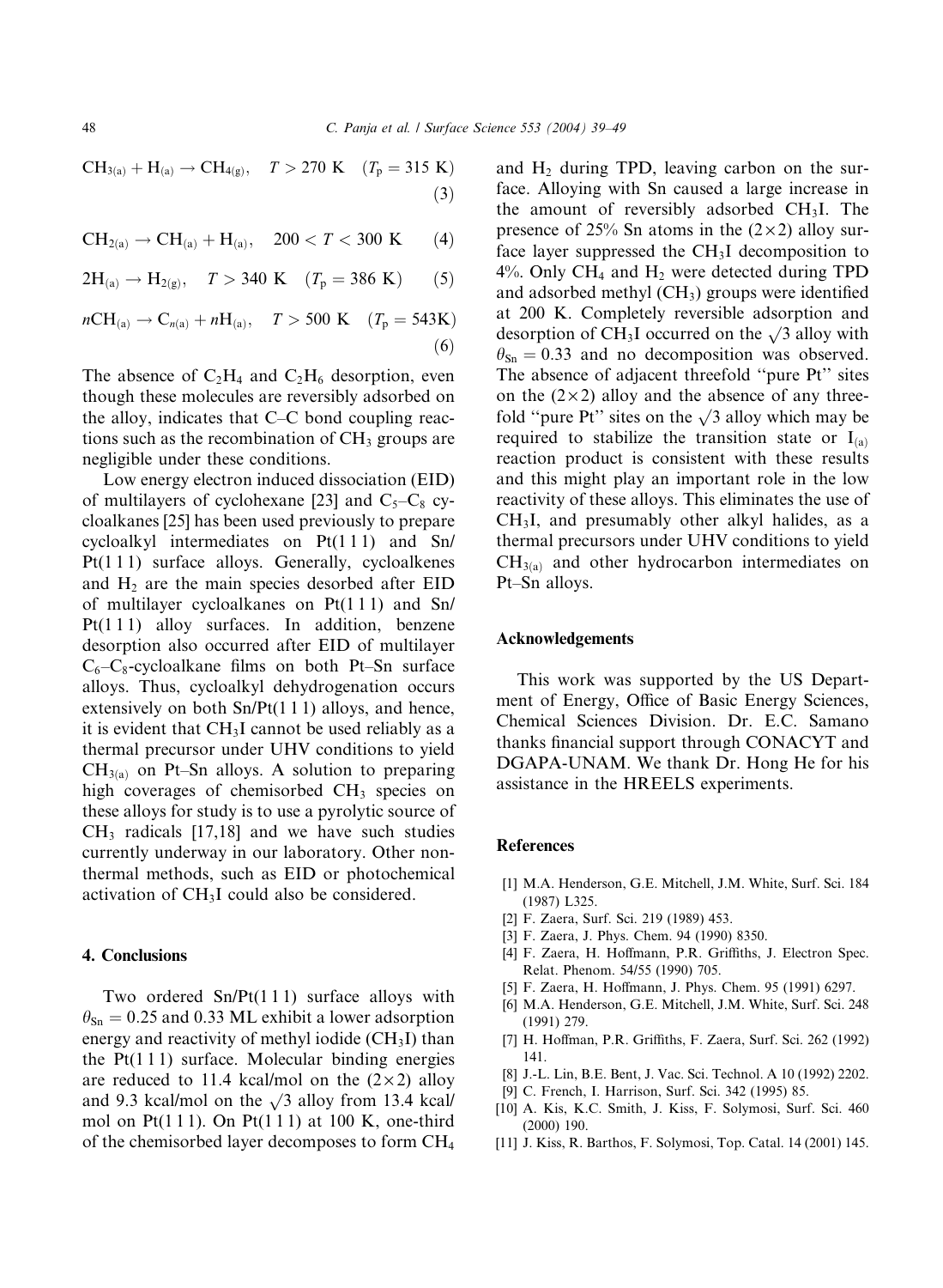$$CH_{3(a)} + H_{(a)} \rightarrow CH_{4(g)}, \quad T > 270\text{ K} \quad (T_p = 315\text{ K}) \tag{3}$$

$$CH_{2(a)} \rightarrow CH_{(a)} + H_{(a)}, \quad 200 < T < 300\text{ K} \tag{4}$$

$$2H_{(a)} \rightarrow H_{2(g)}, \quad T > 340\text{ K} \quad (T_p = 386\text{ K}) \tag{5}$$

$$nCH_{(a)} \rightarrow C_{n(a)} + nH_{(a)}, \quad T > 500\text{ K} \quad (T_p = 543\text{K}) \tag{6}$$

The absence of $C_2H_4$ and $C_2H_6$ desorption, even though these molecules are reversibly adsorbed on the alloy, indicates that C–C bond coupling reactions such as the recombination of $CH_3$ groups are negligible under these conditions.

Low energy electron induced dissociation (EID) of multilayers of cyclohexane [23] and $C_5$–$C_8$ cycloalkanes [25] has been used previously to prepare cycloalkyl intermediates on Pt(1 1 1) and Sn/Pt(1 1 1) surface alloys. Generally, cycloalkenes and $H_2$ are the main species desorbed after EID of multilayer cycloalkanes on Pt(1 1 1) and Sn/Pt(1 1 1) alloy surfaces. In addition, benzene desorption also occurred after EID of multilayer $C_6$–$C_8$-cycloalkane films on both Pt–Sn surface alloys. Thus, cycloalkyl dehydrogenation occurs extensively on both Sn/Pt(1 1 1) alloys, and hence, it is evident that $CH_3I$ cannot be used reliably as a thermal precursor under UHV conditions to yield $CH_{3(a)}$ on Pt–Sn alloys. A solution to preparing high coverages of chemisorbed $CH_3$ species on these alloys for study is to use a pyrolytic source of $CH_3$ radicals [17,18] and we have such studies currently underway in our laboratory. Other non-thermal methods, such as EID or photochemical activation of $CH_3I$ could also be considered.

## 4. Conclusions

Two ordered Sn/Pt(1 1 1) surface alloys with $\theta_{Sn} = 0.25$ and 0.33 ML exhibit a lower adsorption energy and reactivity of methyl iodide ($CH_3I$) than the Pt(1 1 1) surface. Molecular binding energies are reduced to 11.4 kcal/mol on the (2×2) alloy and 9.3 kcal/mol on the $\sqrt{3}$ alloy from 13.4 kcal/mol on Pt(1 1 1). On Pt(1 1 1) at 100 K, one-third of the chemisorbed layer decomposes to form $CH_4$ and $H_2$ during TPD, leaving carbon on the surface. Alloying with Sn caused a large increase in the amount of reversibly adsorbed $CH_3I$. The presence of 25% Sn atoms in the (2×2) alloy surface layer suppressed the $CH_3I$ decomposition to 4%. Only $CH_4$ and $H_2$ were detected during TPD and adsorbed methyl ($CH_3$) groups were identified at 200 K. Completely reversible adsorption and desorption of $CH_3I$ occurred on the $\sqrt{3}$ alloy with $\theta_{Sn} = 0.33$ and no decomposition was observed. The absence of adjacent threefold "pure Pt" sites on the (2×2) alloy and the absence of any threefold "pure Pt" sites on the $\sqrt{3}$ alloy which may be required to stabilize the transition state or $I_{(a)}$ reaction product is consistent with these results and this might play an important role in the low reactivity of these alloys. This eliminates the use of $CH_3I$, and presumably other alkyl halides, as a thermal precursors under UHV conditions to yield $CH_{3(a)}$ and other hydrocarbon intermediates on Pt–Sn alloys.

## Acknowledgements

This work was supported by the US Department of Energy, Office of Basic Energy Sciences, Chemical Sciences Division. Dr. E.C. Samano thanks financial support through CONACYT and DGAPA-UNAM. We thank Dr. Hong He for his assistance in the HREELS experiments.

## References

[1] M.A. Henderson, G.E. Mitchell, J.M. White, Surf. Sci. 184 (1987) L325.
[2] F. Zaera, Surf. Sci. 219 (1989) 453.
[3] F. Zaera, J. Phys. Chem. 94 (1990) 8350.
[4] F. Zaera, H. Hoffmann, P.R. Griffiths, J. Electron Spec. Relat. Phenom. 54/55 (1990) 705.
[5] F. Zaera, H. Hoffmann, J. Phys. Chem. 95 (1991) 6297.
[6] M.A. Henderson, G.E. Mitchell, J.M. White, Surf. Sci. 248 (1991) 279.
[7] H. Hoffman, P.R. Griffiths, F. Zaera, Surf. Sci. 262 (1992) 141.
[8] J.-L. Lin, B.E. Bent, J. Vac. Sci. Technol. A 10 (1992) 2202.
[9] C. French, I. Harrison, Surf. Sci. 342 (1995) 85.
[10] A. Kis, K.C. Smith, J. Kiss, F. Solymosi, Surf. Sci. 460 (2000) 190.
[11] J. Kiss, R. Barthos, F. Solymosi, Top. Catal. 14 (2001) 145.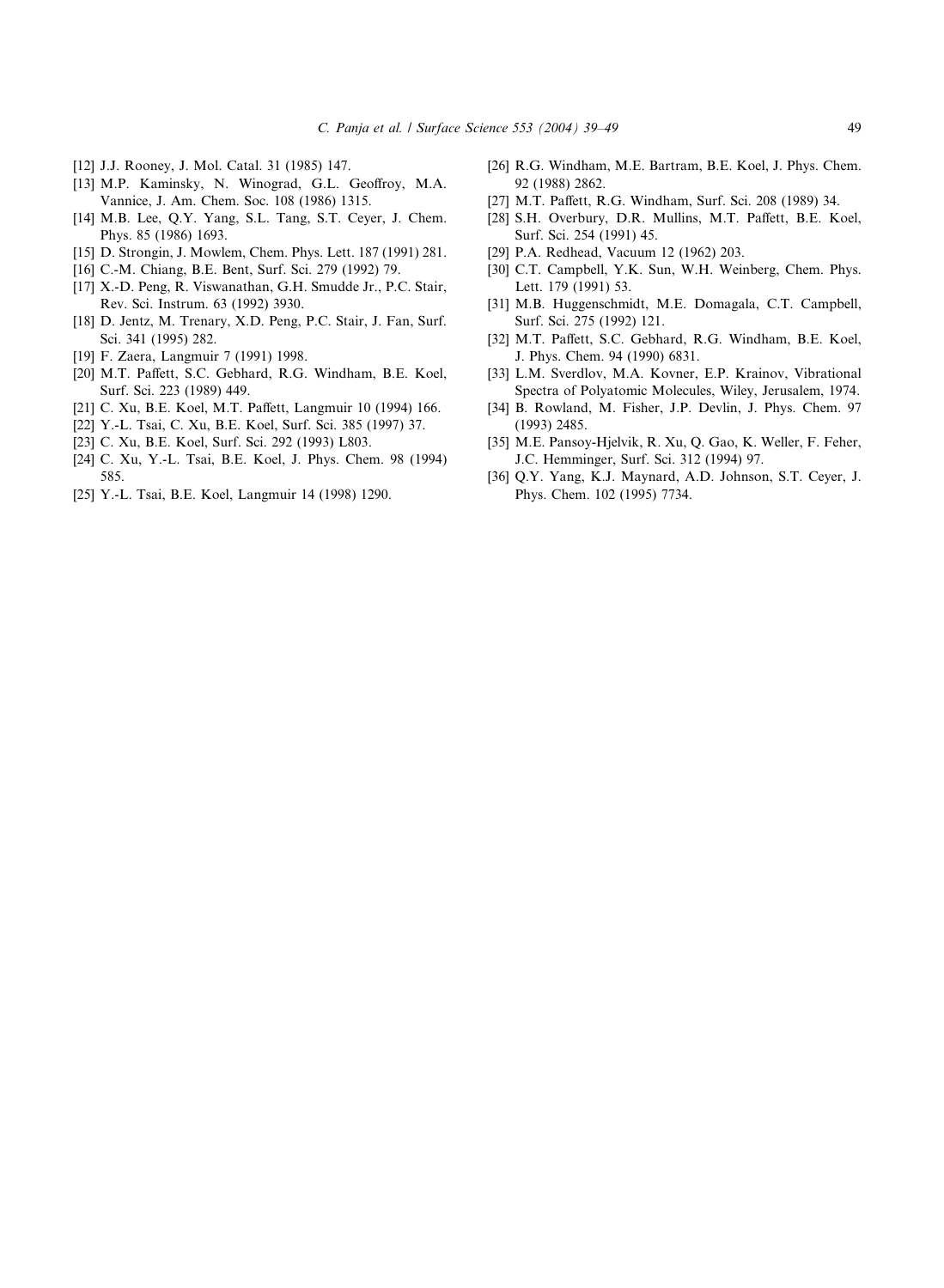[12] J.J. Rooney, J. Mol. Catal. 31 (1985) 147.

[13] M.P. Kaminsky, N. Winograd, G.L. Geoffroy, M.A. Vannice, J. Am. Chem. Soc. 108 (1986) 1315.

[14] M.B. Lee, Q.Y. Yang, S.L. Tang, S.T. Ceyer, J. Chem. Phys. 85 (1986) 1693.

[15] D. Strongin, J. Mowlem, Chem. Phys. Lett. 187 (1991) 281.

[16] C.-M. Chiang, B.E. Bent, Surf. Sci. 279 (1992) 79.

[17] X.-D. Peng, R. Viswanathan, G.H. Smudde Jr., P.C. Stair, Rev. Sci. Instrum. 63 (1992) 3930.

[18] D. Jentz, M. Trenary, X.D. Peng, P.C. Stair, J. Fan, Surf. Sci. 341 (1995) 282.

[19] F. Zaera, Langmuir 7 (1991) 1998.

[20] M.T. Paffett, S.C. Gebhard, R.G. Windham, B.E. Koel, Surf. Sci. 223 (1989) 449.

[21] C. Xu, B.E. Koel, M.T. Paffett, Langmuir 10 (1994) 166.

[22] Y.-L. Tsai, C. Xu, B.E. Koel, Surf. Sci. 385 (1997) 37.

[23] C. Xu, B.E. Koel, Surf. Sci. 292 (1993) L803.

[24] C. Xu, Y.-L. Tsai, B.E. Koel, J. Phys. Chem. 98 (1994) 585.

[25] Y.-L. Tsai, B.E. Koel, Langmuir 14 (1998) 1290.

[26] R.G. Windham, M.E. Bartram, B.E. Koel, J. Phys. Chem. 92 (1988) 2862.

[27] M.T. Paffett, R.G. Windham, Surf. Sci. 208 (1989) 34.

[28] S.H. Overbury, D.R. Mullins, M.T. Paffett, B.E. Koel, Surf. Sci. 254 (1991) 45.

[29] P.A. Redhead, Vacuum 12 (1962) 203.

[30] C.T. Campbell, Y.K. Sun, W.H. Weinberg, Chem. Phys. Lett. 179 (1991) 53.

[31] M.B. Huggenschmidt, M.E. Domagala, C.T. Campbell, Surf. Sci. 275 (1992) 121.

[32] M.T. Paffett, S.C. Gebhard, R.G. Windham, B.E. Koel, J. Phys. Chem. 94 (1990) 6831.

[33] L.M. Sverdlov, M.A. Kovner, E.P. Krainov, Vibrational Spectra of Polyatomic Molecules, Wiley, Jerusalem, 1974.

[34] B. Rowland, M. Fisher, J.P. Devlin, J. Phys. Chem. 97 (1993) 2485.

[35] M.E. Pansoy-Hjelvik, R. Xu, Q. Gao, K. Weller, F. Feher, J.C. Hemminger, Surf. Sci. 312 (1994) 97.

[36] Q.Y. Yang, K.J. Maynard, A.D. Johnson, S.T. Ceyer, J. Phys. Chem. 102 (1995) 7734.